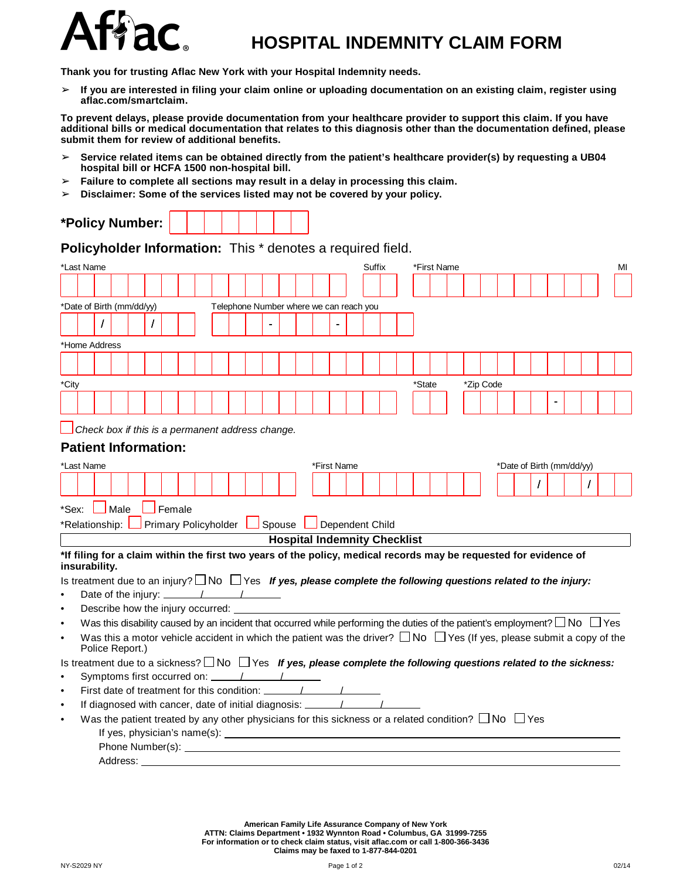# Aflac

# HOSPITAL INDEMNITY CLAIM FORM

**Thank you for trusting Aflac New York with your Hospital Indemnity needs.**

- **If you are interested in filing your claim online or uploading documentation on an existing claim, register using aflac.com/smartclaim.**

**To prevent delays, please provide documentation from your healthcare provider to support this claim. If you have additional bills or medical documentation that relates to this diagnosis other than the documentation defined, please submit them for review of additional benefits.**

- **Service related items can be obtained directly from the patient's healthcare provider(s) by requesting a UB04 hospital bill or HCFA 1500 non-hospital bill.**
- **Failure to complete all sections may result in a delay in processing this claim.**
- **Disclaimer: Some of the services listed may not be covered by your policy.**

**\*Policy Number:** ____________

## Policyholder Information: This * denotes a required field.

*Last Name ____________ Suffix ____ *First Name ____________ MI ____

*Date of Birth (mm/dd/yy) ____ / ____ / ____ Telephone Number where we can reach you ____ - ____ - ____

*Home Address ____________

*City ____________ *State ____ *Zip Code ____ - ____

☐ *Check box if this is a permanent address change.*

## Patient Information:

*Last Name ____________ *First Name ____________ *Date of Birth (mm/dd/yy) ____ / ____ / ____

*Sex: ☐ Male ☐ Female

*Relationship: ☐ Primary Policyholder ☐ Spouse ☐ Dependent Child

## Hospital Indemnity Checklist

**\*If filing for a claim within the first two years of the policy, medical records may be requested for evidence of insurability.**

Is treatment due to an injury? ☐ No ☐ Yes ***If yes, please complete the following questions related to the injury:***

- Date of the injury: ____ / ____ / ____
- Describe how the injury occurred: ____________
- Was this disability caused by an incident that occurred while performing the duties of the patient's employment? ☐ No ☐ Yes
- Was this a motor vehicle accident in which the patient was the driver? ☐ No ☐ Yes (If yes, please submit a copy of the Police Report.)

Is treatment due to a sickness? ☐ No ☐ Yes ***If yes, please complete the following questions related to the sickness:***

- Symptoms first occurred on: ____ / ____ / ____
- First date of treatment for this condition: ____ / ____ / ____
- If diagnosed with cancer, date of initial diagnosis: ____ / ____ / ____
- Was the patient treated by any other physicians for this sickness or a related condition? ☐ No ☐ Yes

  If yes, physician's name(s): ____________

  Phone Number(s): ____________

  Address: ____________

**American Family Life Assurance Company of New York**
**ATTN: Claims Department • 1932 Wynnton Road • Columbus, GA 31999-7255**
**For information or to check claim status, visit aflac.com or call 1-800-366-3436**
**Claims may be faxed to 1-877-844-0201**

NY-S2029 NY 02/14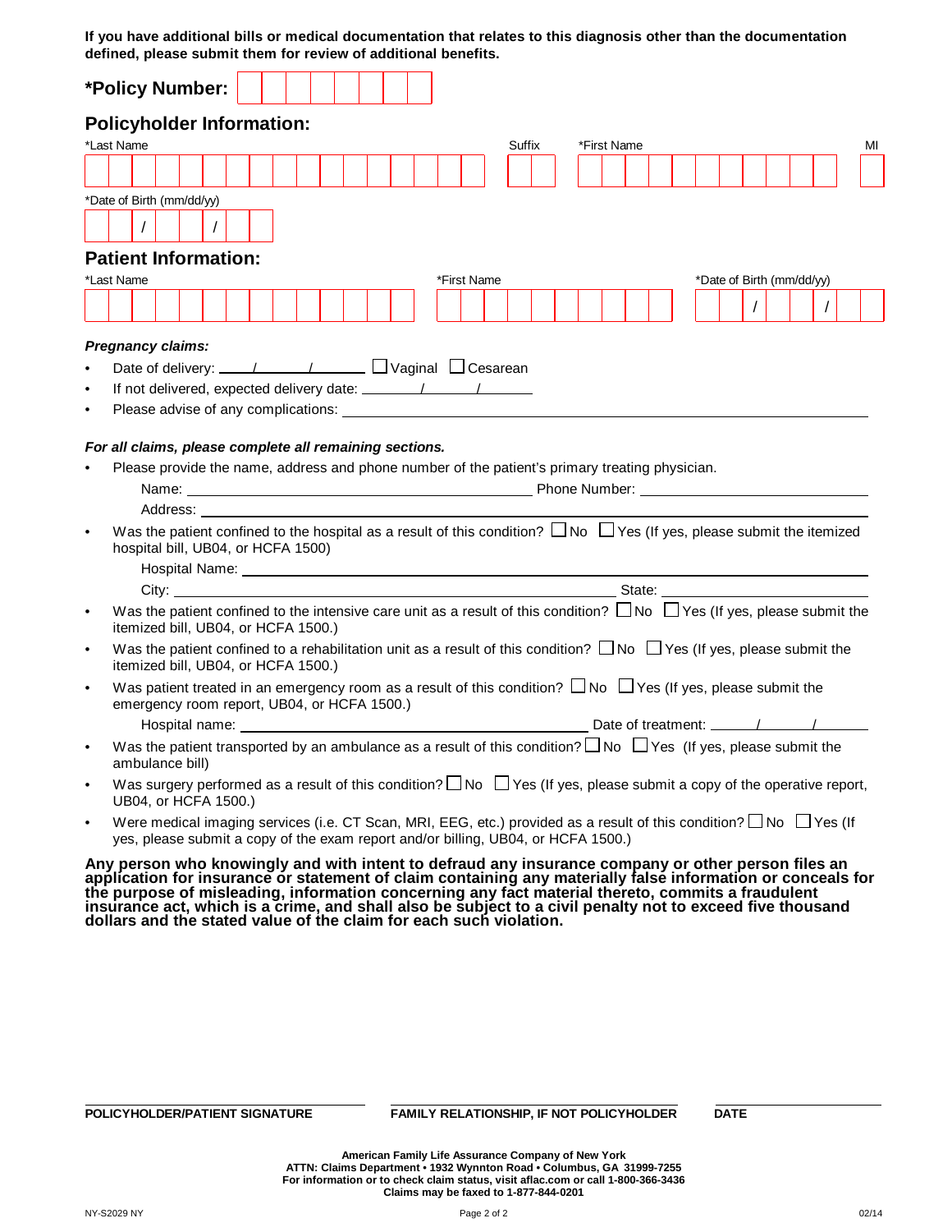**If you have additional bills or medical documentation that relates to this diagnosis other than the documentation defined, please submit them for review of additional benefits.**

## *Policy Number:

## Policyholder Information:

*Last Name | Suffix | *First Name | MI

*Date of Birth (mm/dd/yy) / /

## Patient Information:

*Last Name | *First Name | *Date of Birth (mm/dd/yy) / /

***Pregnancy claims:***

- Date of delivery: ____/____/____ ☐ Vaginal ☐ Cesarean
- If not delivered, expected delivery date: ____/____/____
- Please advise of any complications: ________________

***For all claims, please complete all remaining sections.***

- Please provide the name, address and phone number of the patient's primary treating physician.
  Name: ________________ Phone Number: ________________
  Address: ________________
- Was the patient confined to the hospital as a result of this condition? ☐ No ☐ Yes (If yes, please submit the itemized hospital bill, UB04, or HCFA 1500)
  Hospital Name: ________________
  City: ________________ State: ________________
- Was the patient confined to the intensive care unit as a result of this condition? ☐ No ☐ Yes (If yes, please submit the itemized bill, UB04, or HCFA 1500.)
- Was the patient confined to a rehabilitation unit as a result of this condition? ☐ No ☐ Yes (If yes, please submit the itemized bill, UB04, or HCFA 1500.)
- Was patient treated in an emergency room as a result of this condition? ☐ No ☐ Yes (If yes, please submit the emergency room report, UB04, or HCFA 1500.)
  Hospital name: ________________ Date of treatment: ____/____/____
- Was the patient transported by an ambulance as a result of this condition? ☐ No ☐ Yes (If yes, please submit the ambulance bill)
- Was surgery performed as a result of this condition? ☐ No ☐ Yes (If yes, please submit a copy of the operative report, UB04, or HCFA 1500.)
- Were medical imaging services (i.e. CT Scan, MRI, EEG, etc.) provided as a result of this condition? ☐ No ☐ Yes (If yes, please submit a copy of the exam report and/or billing, UB04, or HCFA 1500.)

**Any person who knowingly and with intent to defraud any insurance company or other person files an application for insurance or statement of claim containing any materially false information or conceals for the purpose of misleading, information concerning any fact material thereto, commits a fraudulent insurance act, which is a crime, and shall also be subject to a civil penalty not to exceed five thousand dollars and the stated value of the claim for each such violation.**

**POLICYHOLDER/PATIENT SIGNATURE** ________________ **FAMILY RELATIONSHIP, IF NOT POLICYHOLDER** ________________ **DATE** ________________

**American Family Life Assurance Company of New York**
**ATTN: Claims Department • 1932 Wynnton Road • Columbus, GA 31999-7255**
**For information or to check claim status, visit aflac.com or call 1-800-366-3436**
**Claims may be faxed to 1-877-844-0201**

NY-S2029 NY 02/14